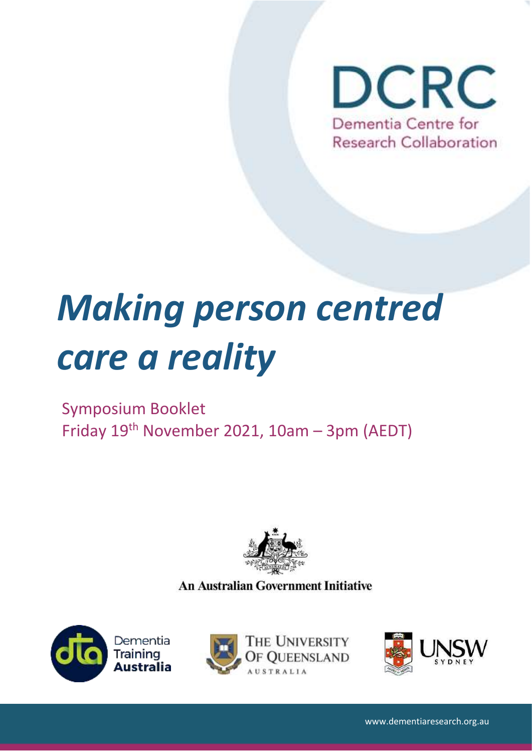DCRC

Dementia Centre for Research Collaboration

# *Making person centred care a reality*

Symposium Booklet

Friday 19th November 2021, 10am – 3pm (AEDT)

An Australian Government Initiative

Dementia Training Australia

The University of Queensland Australia

UNSW Sydney

www.dementiaresearch.org.au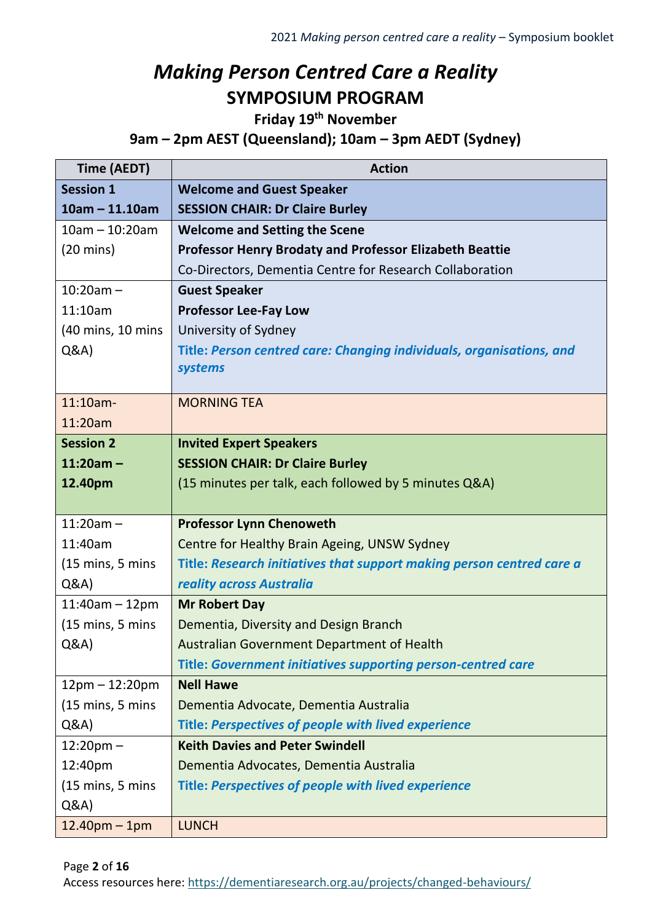# *Making Person Centred Care a Reality*

## SYMPOSIUM PROGRAM

### Friday 19th November

### 9am – 2pm AEST (Queensland); 10am – 3pm AEDT (Sydney)

| Time (AEDT) | Action |
|---|---|
| **Session 1**<br>**10am – 11.10am** | **Welcome and Guest Speaker**<br>**SESSION CHAIR: Dr Claire Burley** |
| 10am – 10:20am (20 mins) | **Welcome and Setting the Scene**<br>**Professor Henry Brodaty and Professor Elizabeth Beattie**<br>Co-Directors, Dementia Centre for Research Collaboration |
| 10:20am – 11:10am (40 mins, 10 mins Q&A) | **Guest Speaker**<br>**Professor Lee-Fay Low**<br>University of Sydney<br>**Title: *Person centred care: Changing individuals, organisations, and systems*** |
| 11:10am-11:20am | MORNING TEA |
| **Session 2**<br>**11:20am – 12.40pm** | **Invited Expert Speakers**<br>**SESSION CHAIR: Dr Claire Burley**<br>(15 minutes per talk, each followed by 5 minutes Q&A) |
| 11:20am – 11:40am (15 mins, 5 mins Q&A) | **Professor Lynn Chenoweth**<br>Centre for Healthy Brain Ageing, UNSW Sydney<br>**Title: *Research initiatives that support making person centred care a reality across Australia*** |
| 11:40am – 12pm (15 mins, 5 mins Q&A) | **Mr Robert Day**<br>Dementia, Diversity and Design Branch<br>Australian Government Department of Health<br>**Title: *Government initiatives supporting person-centred care*** |
| 12pm – 12:20pm (15 mins, 5 mins Q&A) | **Nell Hawe**<br>Dementia Advocate, Dementia Australia<br>**Title: *Perspectives of people with lived experience*** |
| 12:20pm – 12:40pm (15 mins, 5 mins Q&A) | **Keith Davies and Peter Swindell**<br>Dementia Advocates, Dementia Australia<br>**Title: *Perspectives of people with lived experience*** |
| 12.40pm – 1pm | LUNCH |

Access resources here: https://dementiaresearch.org.au/projects/changed-behaviours/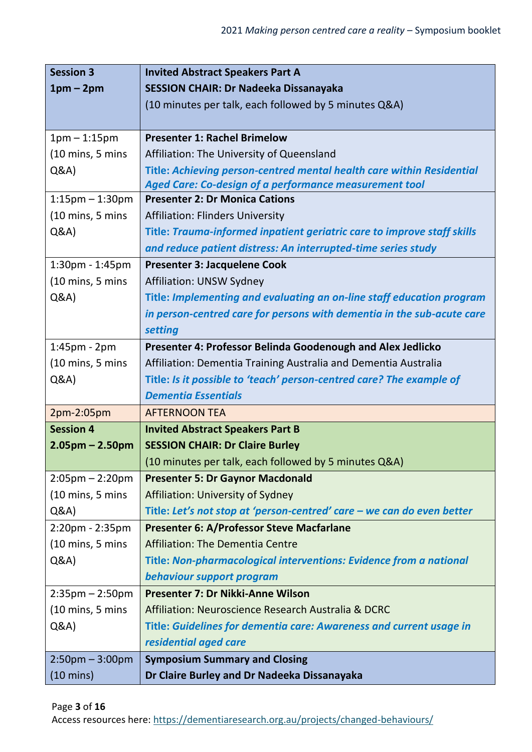| Session 3<br>**1pm – 2pm** | **Invited Abstract Speakers Part A**<br>**SESSION CHAIR: Dr Nadeeka Dissanayaka**<br>(10 minutes per talk, each followed by 5 minutes Q&A) |
|---|---|
| 1pm – 1:15pm<br>(10 mins, 5 mins Q&A) | **Presenter 1: Rachel Brimelow**<br>Affiliation: The University of Queensland<br>**Title:** ***Achieving person-centred mental health care within Residential Aged Care: Co-design of a performance measurement tool*** |
| 1:15pm – 1:30pm<br>(10 mins, 5 mins Q&A) | **Presenter 2: Dr Monica Cations**<br>Affiliation: Flinders University<br>**Title:** ***Trauma-informed inpatient geriatric care to improve staff skills and reduce patient distress: An interrupted-time series study*** |
| 1:30pm - 1:45pm<br>(10 mins, 5 mins Q&A) | **Presenter 3: Jacquelene Cook**<br>Affiliation: UNSW Sydney<br>**Title:** ***Implementing and evaluating an on-line staff education program in person-centred care for persons with dementia in the sub-acute care setting*** |
| 1:45pm - 2pm<br>(10 mins, 5 mins Q&A) | **Presenter 4: Professor Belinda Goodenough and Alex Jedlicko**<br>Affiliation: Dementia Training Australia and Dementia Australia<br>**Title:** ***Is it possible to 'teach' person-centred care? The example of Dementia Essentials*** |
| 2pm-2:05pm | AFTERNOON TEA |
| **Session 4**<br>**2.05pm – 2.50pm** | **Invited Abstract Speakers Part B**<br>**SESSION CHAIR: Dr Claire Burley**<br>(10 minutes per talk, each followed by 5 minutes Q&A) |
| 2:05pm – 2:20pm<br>(10 mins, 5 mins Q&A) | **Presenter 5: Dr Gaynor Macdonald**<br>Affiliation: University of Sydney<br>**Title:** ***Let's not stop at 'person-centred' care – we can do even better*** |
| 2:20pm - 2:35pm<br>(10 mins, 5 mins Q&A) | **Presenter 6: A/Professor Steve Macfarlane**<br>Affiliation: The Dementia Centre<br>**Title:** ***Non-pharmacological interventions: Evidence from a national behaviour support program*** |
| 2:35pm – 2:50pm<br>(10 mins, 5 mins Q&A) | **Presenter 7: Dr Nikki-Anne Wilson**<br>Affiliation: Neuroscience Research Australia & DCRC<br>**Title:** ***Guidelines for dementia care: Awareness and current usage in residential aged care*** |
| 2:50pm – 3:00pm<br>(10 mins) | **Symposium Summary and Closing**<br>**Dr Claire Burley and Dr Nadeeka Dissanayaka** |

Access resources here: https://dementiaresearch.org.au/projects/changed-behaviours/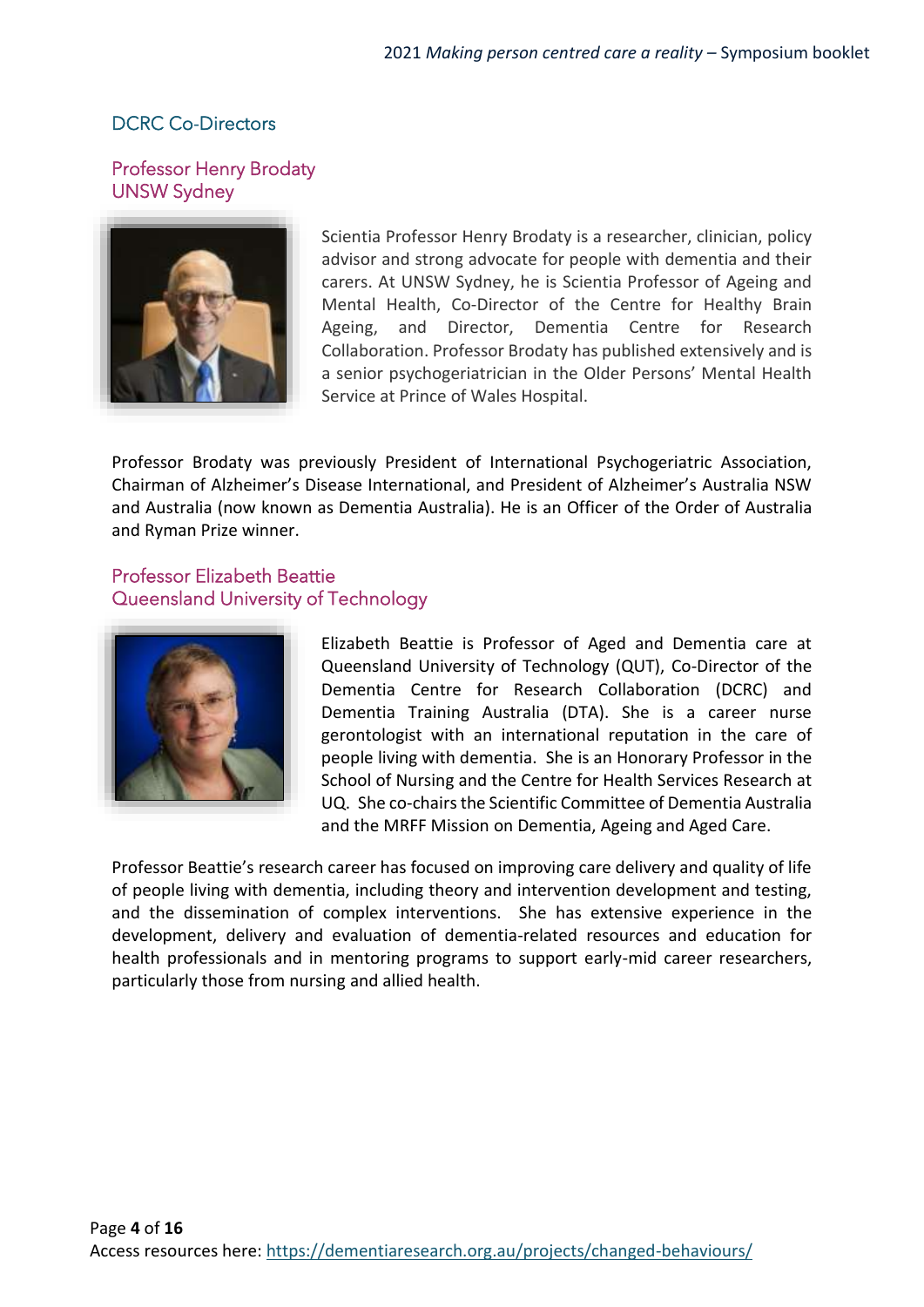## DCRC Co-Directors

### Professor Henry Brodaty
### UNSW Sydney

Scientia Professor Henry Brodaty is a researcher, clinician, policy advisor and strong advocate for people with dementia and their carers. At UNSW Sydney, he is Scientia Professor of Ageing and Mental Health, Co-Director of the Centre for Healthy Brain Ageing, and Director, Dementia Centre for Research Collaboration. Professor Brodaty has published extensively and is a senior psychogeriatrician in the Older Persons' Mental Health Service at Prince of Wales Hospital.

Professor Brodaty was previously President of International Psychogeriatric Association, Chairman of Alzheimer's Disease International, and President of Alzheimer's Australia NSW and Australia (now known as Dementia Australia). He is an Officer of the Order of Australia and Ryman Prize winner.

### Professor Elizabeth Beattie
### Queensland University of Technology

Elizabeth Beattie is Professor of Aged and Dementia care at Queensland University of Technology (QUT), Co-Director of the Dementia Centre for Research Collaboration (DCRC) and Dementia Training Australia (DTA). She is a career nurse gerontologist with an international reputation in the care of people living with dementia. She is an Honorary Professor in the School of Nursing and the Centre for Health Services Research at UQ. She co-chairs the Scientific Committee of Dementia Australia and the MRFF Mission on Dementia, Ageing and Aged Care.

Professor Beattie's research career has focused on improving care delivery and quality of life of people living with dementia, including theory and intervention development and testing, and the dissemination of complex interventions. She has extensive experience in the development, delivery and evaluation of dementia-related resources and education for health professionals and in mentoring programs to support early-mid career researchers, particularly those from nursing and allied health.

Access resources here: https://dementiaresearch.org.au/projects/changed-behaviours/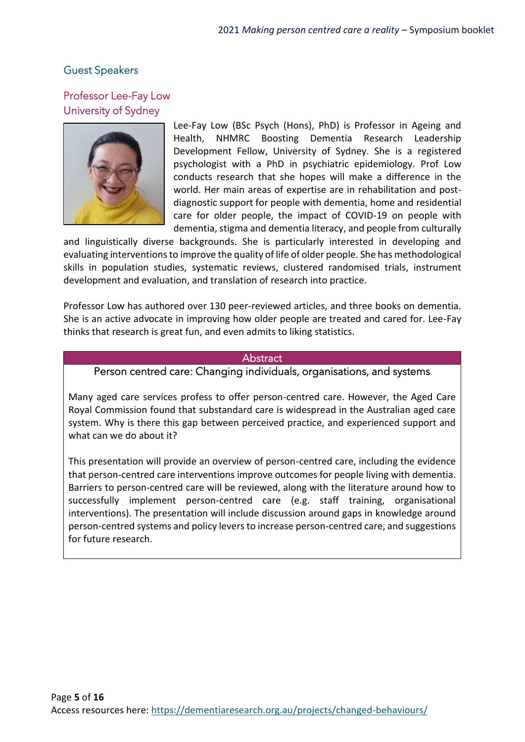## Guest Speakers

### Professor Lee-Fay Low
### University of Sydney

Lee-Fay Low (BSc Psych (Hons), PhD) is Professor in Ageing and Health, NHMRC Boosting Dementia Research Leadership Development Fellow, University of Sydney. She is a registered psychologist with a PhD in psychiatric epidemiology. Prof Low conducts research that she hopes will make a difference in the world. Her main areas of expertise are in rehabilitation and post-diagnostic support for people with dementia, home and residential care for older people, the impact of COVID-19 on people with dementia, stigma and dementia literacy, and people from culturally and linguistically diverse backgrounds. She is particularly interested in developing and evaluating interventions to improve the quality of life of older people. She has methodological skills in population studies, systematic reviews, clustered randomised trials, instrument development and evaluation, and translation of research into practice.

Professor Low has authored over 130 peer-reviewed articles, and three books on dementia. She is an active advocate in improving how older people are treated and cared for. Lee-Fay thinks that research is great fun, and even admits to liking statistics.

#### Abstract

**Person centred care: Changing individuals, organisations, and systems**

Many aged care services profess to offer person-centred care. However, the Aged Care Royal Commission found that substandard care is widespread in the Australian aged care system. Why is there this gap between perceived practice, and experienced support and what can we do about it?

This presentation will provide an overview of person-centred care, including the evidence that person-centred care interventions improve outcomes for people living with dementia. Barriers to person-centred care will be reviewed, along with the literature around how to successfully implement person-centred care (e.g. staff training, organisational interventions). The presentation will include discussion around gaps in knowledge around person-centred systems and policy levers to increase person-centred care, and suggestions for future research.

Access resources here: https://dementiaresearch.org.au/projects/changed-behaviours/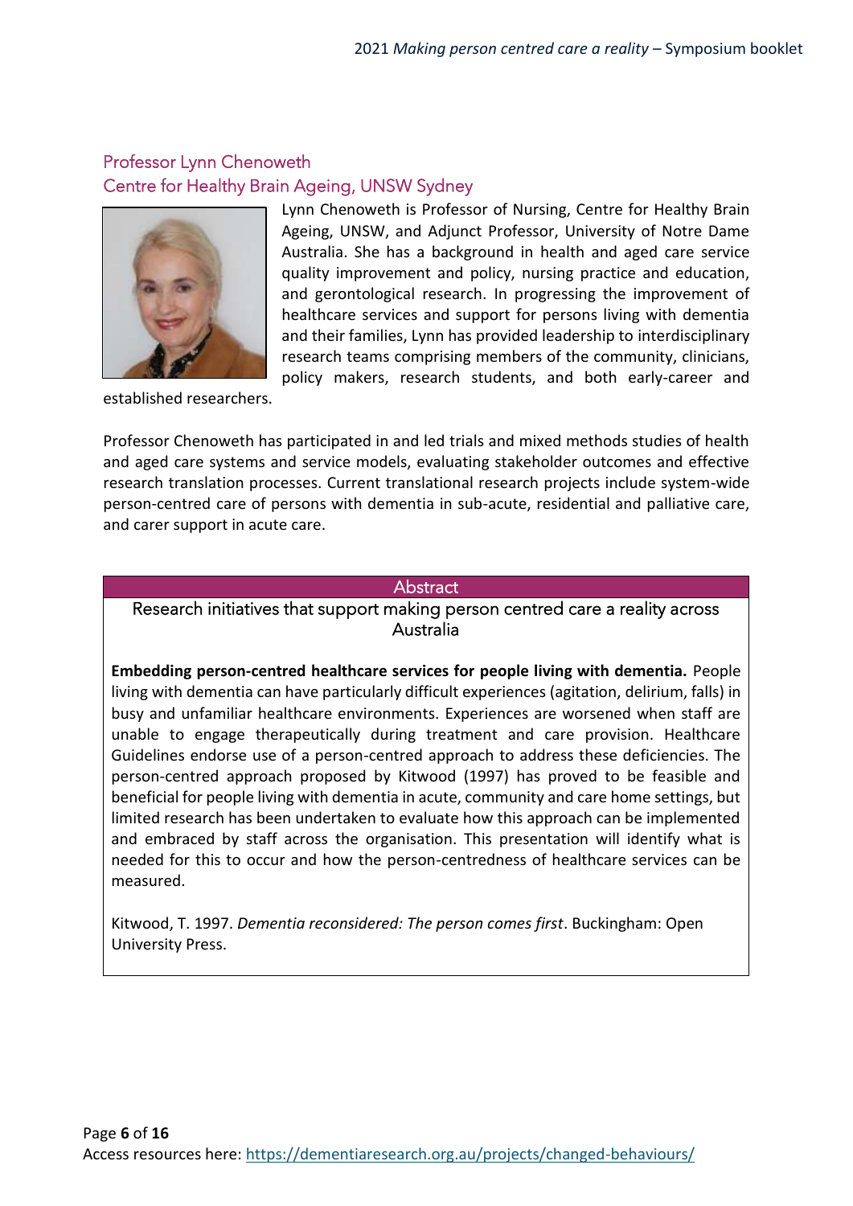## Professor Lynn Chenoweth
### Centre for Healthy Brain Ageing, UNSW Sydney

Lynn Chenoweth is Professor of Nursing, Centre for Healthy Brain Ageing, UNSW, and Adjunct Professor, University of Notre Dame Australia. She has a background in health and aged care service quality improvement and policy, nursing practice and education, and gerontological research. In progressing the improvement of healthcare services and support for persons living with dementia and their families, Lynn has provided leadership to interdisciplinary research teams comprising members of the community, clinicians, policy makers, research students, and both early-career and established researchers.

Professor Chenoweth has participated in and led trials and mixed methods studies of health and aged care systems and service models, evaluating stakeholder outcomes and effective research translation processes. Current translational research projects include system-wide person-centred care of persons with dementia in sub-acute, residential and palliative care, and carer support in acute care.

### Abstract

**Research initiatives that support making person centred care a reality across Australia**

**Embedding person-centred healthcare services for people living with dementia.** People living with dementia can have particularly difficult experiences (agitation, delirium, falls) in busy and unfamiliar healthcare environments. Experiences are worsened when staff are unable to engage therapeutically during treatment and care provision. Healthcare Guidelines endorse use of a person-centred approach to address these deficiencies. The person-centred approach proposed by Kitwood (1997) has proved to be feasible and beneficial for people living with dementia in acute, community and care home settings, but limited research has been undertaken to evaluate how this approach can be implemented and embraced by staff across the organisation. This presentation will identify what is needed for this to occur and how the person-centredness of healthcare services can be measured.

Kitwood, T. 1997. *Dementia reconsidered: The person comes first*. Buckingham: Open University Press.

Access resources here: https://dementiaresearch.org.au/projects/changed-behaviours/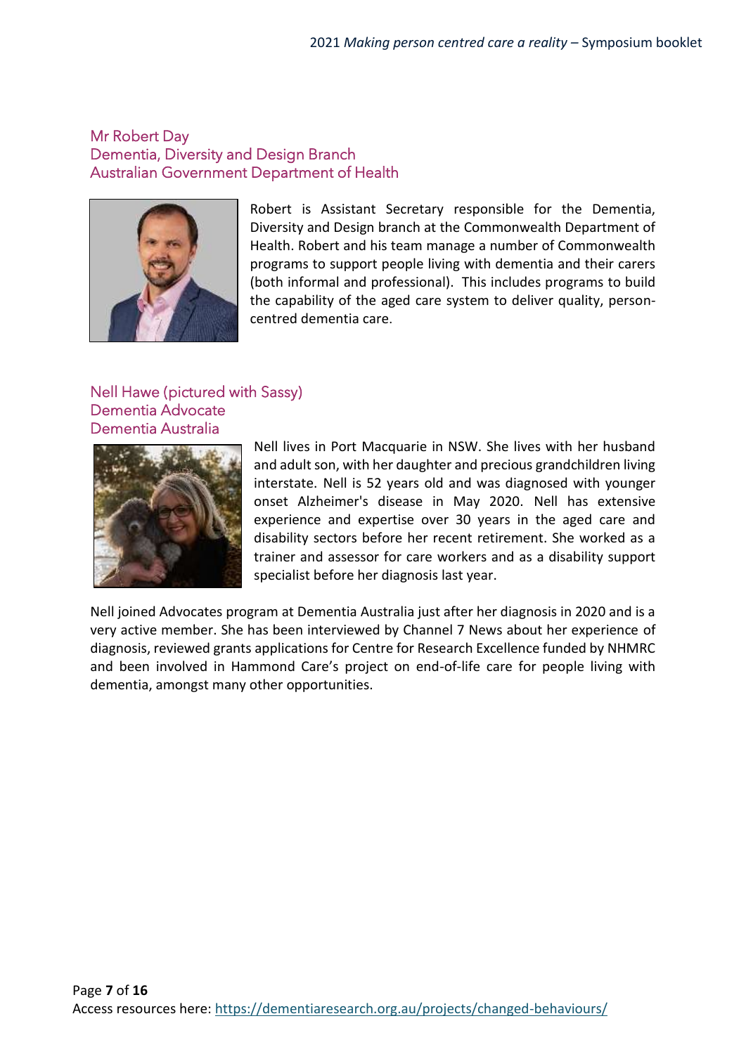## Mr Robert Day
## Dementia, Diversity and Design Branch
## Australian Government Department of Health

Robert is Assistant Secretary responsible for the Dementia, Diversity and Design branch at the Commonwealth Department of Health. Robert and his team manage a number of Commonwealth programs to support people living with dementia and their carers (both informal and professional). This includes programs to build the capability of the aged care system to deliver quality, person-centred dementia care.

## Nell Hawe (pictured with Sassy)
## Dementia Advocate
## Dementia Australia

Nell lives in Port Macquarie in NSW. She lives with her husband and adult son, with her daughter and precious grandchildren living interstate. Nell is 52 years old and was diagnosed with younger onset Alzheimer's disease in May 2020. Nell has extensive experience and expertise over 30 years in the aged care and disability sectors before her recent retirement. She worked as a trainer and assessor for care workers and as a disability support specialist before her diagnosis last year.

Nell joined Advocates program at Dementia Australia just after her diagnosis in 2020 and is a very active member. She has been interviewed by Channel 7 News about her experience of diagnosis, reviewed grants applications for Centre for Research Excellence funded by NHMRC and been involved in Hammond Care's project on end-of-life care for people living with dementia, amongst many other opportunities.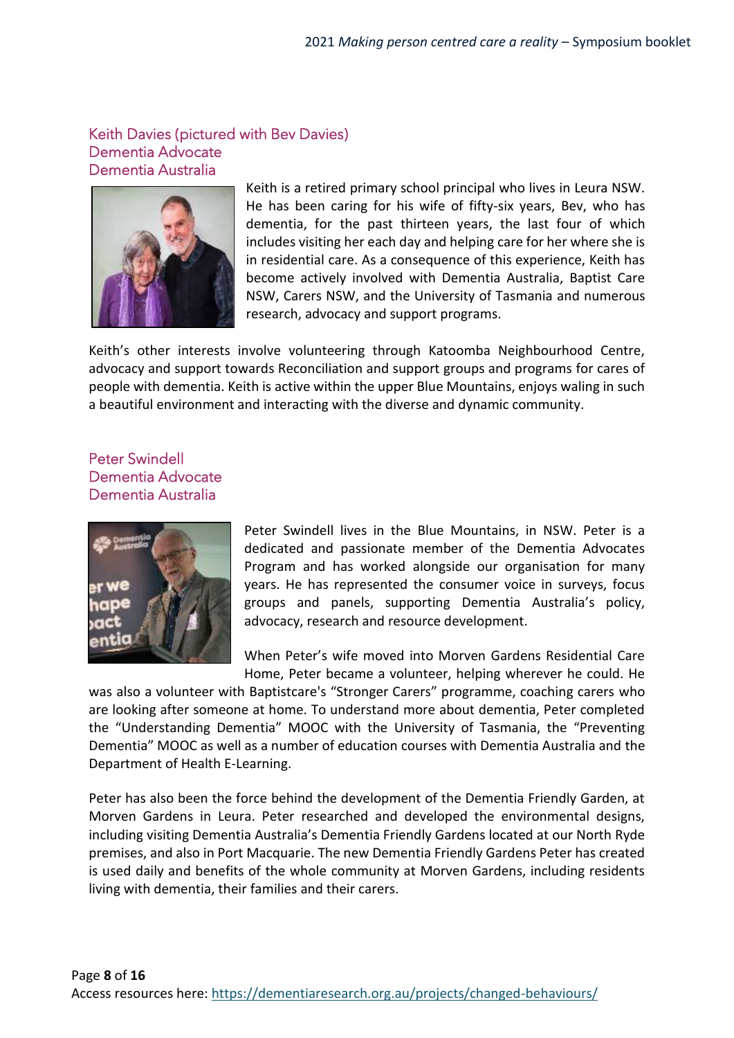## Keith Davies (pictured with Bev Davies)
## Dementia Advocate
## Dementia Australia

Keith is a retired primary school principal who lives in Leura NSW. He has been caring for his wife of fifty-six years, Bev, who has dementia, for the past thirteen years, the last four of which includes visiting her each day and helping care for her where she is in residential care. As a consequence of this experience, Keith has become actively involved with Dementia Australia, Baptist Care NSW, Carers NSW, and the University of Tasmania and numerous research, advocacy and support programs.

Keith's other interests involve volunteering through Katoomba Neighbourhood Centre, advocacy and support towards Reconciliation and support groups and programs for cares of people with dementia. Keith is active within the upper Blue Mountains, enjoys waling in such a beautiful environment and interacting with the diverse and dynamic community.

## Peter Swindell
## Dementia Advocate
## Dementia Australia

Peter Swindell lives in the Blue Mountains, in NSW. Peter is a dedicated and passionate member of the Dementia Advocates Program and has worked alongside our organisation for many years. He has represented the consumer voice in surveys, focus groups and panels, supporting Dementia Australia's policy, advocacy, research and resource development.

When Peter's wife moved into Morven Gardens Residential Care Home, Peter became a volunteer, helping wherever he could. He was also a volunteer with Baptistcare's "Stronger Carers" programme, coaching carers who are looking after someone at home. To understand more about dementia, Peter completed the "Understanding Dementia" MOOC with the University of Tasmania, the "Preventing Dementia" MOOC as well as a number of education courses with Dementia Australia and the Department of Health E-Learning.

Peter has also been the force behind the development of the Dementia Friendly Garden, at Morven Gardens in Leura. Peter researched and developed the environmental designs, including visiting Dementia Australia's Dementia Friendly Gardens located at our North Ryde premises, and also in Port Macquarie. The new Dementia Friendly Gardens Peter has created is used daily and benefits of the whole community at Morven Gardens, including residents living with dementia, their families and their carers.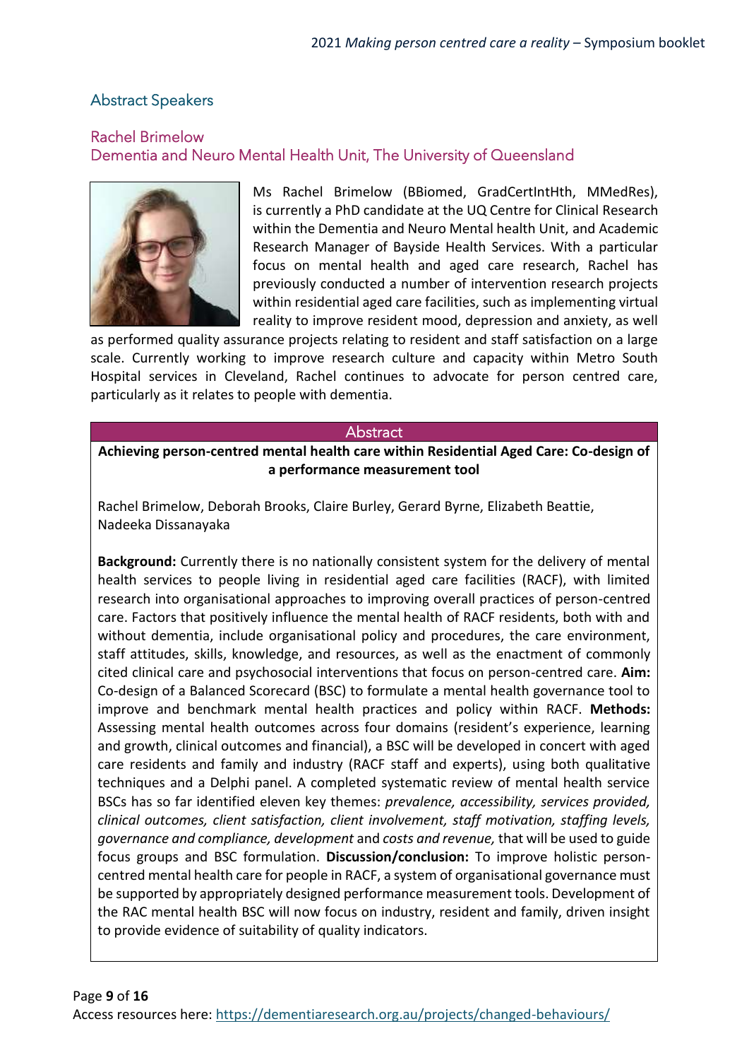## Abstract Speakers

### Rachel Brimelow
### Dementia and Neuro Mental Health Unit, The University of Queensland

Ms Rachel Brimelow (BBiomed, GradCertIntHth, MMedRes), is currently a PhD candidate at the UQ Centre for Clinical Research within the Dementia and Neuro Mental health Unit, and Academic Research Manager of Bayside Health Services. With a particular focus on mental health and aged care research, Rachel has previously conducted a number of intervention research projects within residential aged care facilities, such as implementing virtual reality to improve resident mood, depression and anxiety, as well as performed quality assurance projects relating to resident and staff satisfaction on a large scale. Currently working to improve research culture and capacity within Metro South Hospital services in Cleveland, Rachel continues to advocate for person centred care, particularly as it relates to people with dementia.

#### Abstract

**Achieving person-centred mental health care within Residential Aged Care: Co-design of a performance measurement tool**

Rachel Brimelow, Deborah Brooks, Claire Burley, Gerard Byrne, Elizabeth Beattie, Nadeeka Dissanayaka

**Background:** Currently there is no nationally consistent system for the delivery of mental health services to people living in residential aged care facilities (RACF), with limited research into organisational approaches to improving overall practices of person-centred care. Factors that positively influence the mental health of RACF residents, both with and without dementia, include organisational policy and procedures, the care environment, staff attitudes, skills, knowledge, and resources, as well as the enactment of commonly cited clinical care and psychosocial interventions that focus on person-centred care. **Aim:** Co-design of a Balanced Scorecard (BSC) to formulate a mental health governance tool to improve and benchmark mental health practices and policy within RACF. **Methods:** Assessing mental health outcomes across four domains (resident's experience, learning and growth, clinical outcomes and financial), a BSC will be developed in concert with aged care residents and family and industry (RACF staff and experts), using both qualitative techniques and a Delphi panel. A completed systematic review of mental health service BSCs has so far identified eleven key themes: *prevalence, accessibility, services provided, clinical outcomes, client satisfaction, client involvement, staff motivation, staffing levels, governance and compliance, development* and *costs and revenue,* that will be used to guide focus groups and BSC formulation. **Discussion/conclusion:** To improve holistic person-centred mental health care for people in RACF, a system of organisational governance must be supported by appropriately designed performance measurement tools. Development of the RAC mental health BSC will now focus on industry, resident and family, driven insight to provide evidence of suitability of quality indicators.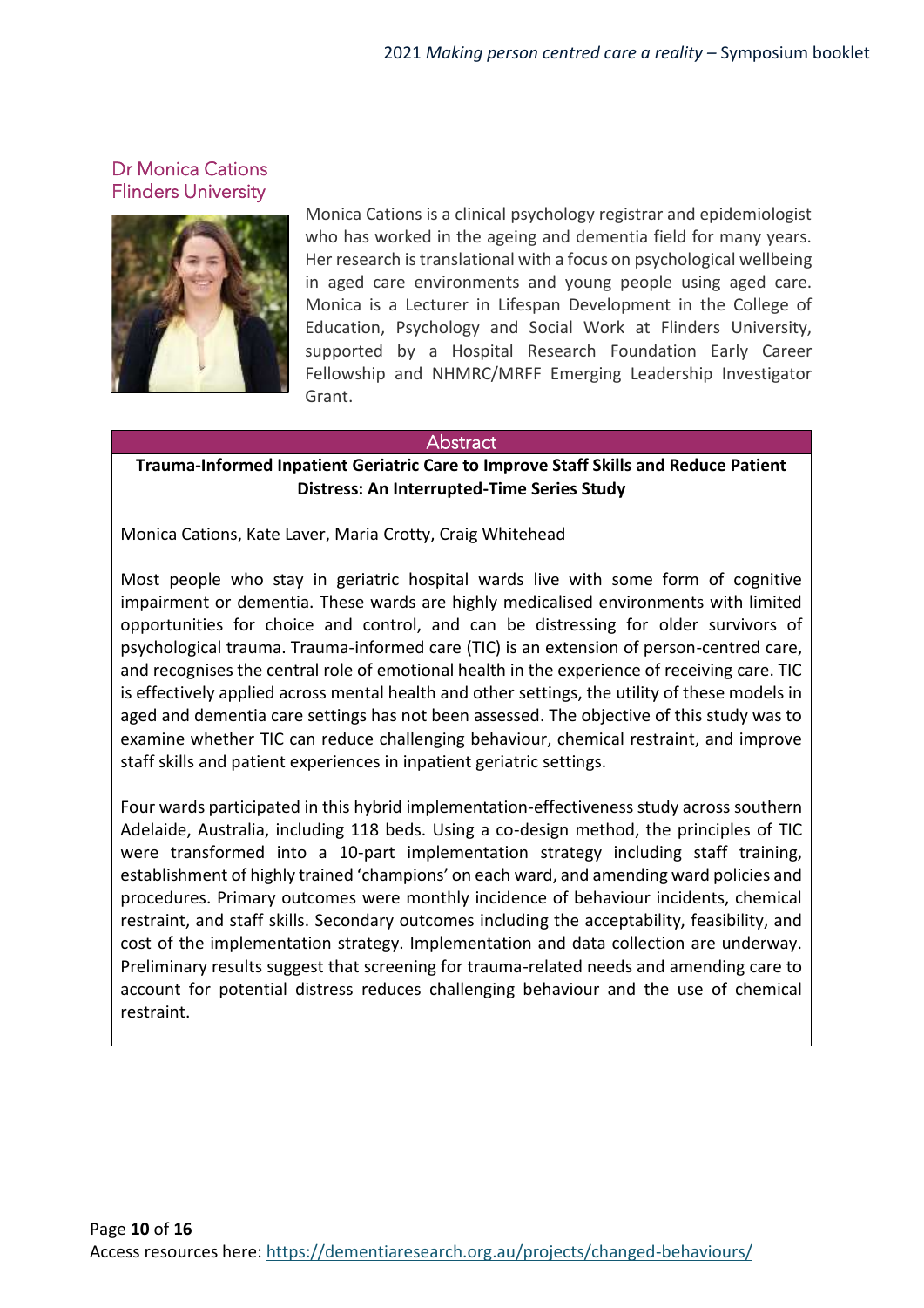## Dr Monica Cations
### Flinders University

Monica Cations is a clinical psychology registrar and epidemiologist who has worked in the ageing and dementia field for many years. Her research is translational with a focus on psychological wellbeing in aged care environments and young people using aged care. Monica is a Lecturer in Lifespan Development in the College of Education, Psychology and Social Work at Flinders University, supported by a Hospital Research Foundation Early Career Fellowship and NHMRC/MRFF Emerging Leadership Investigator Grant.

### Abstract

**Trauma-Informed Inpatient Geriatric Care to Improve Staff Skills and Reduce Patient Distress: An Interrupted-Time Series Study**

Monica Cations, Kate Laver, Maria Crotty, Craig Whitehead

Most people who stay in geriatric hospital wards live with some form of cognitive impairment or dementia. These wards are highly medicalised environments with limited opportunities for choice and control, and can be distressing for older survivors of psychological trauma. Trauma-informed care (TIC) is an extension of person-centred care, and recognises the central role of emotional health in the experience of receiving care. TIC is effectively applied across mental health and other settings, the utility of these models in aged and dementia care settings has not been assessed. The objective of this study was to examine whether TIC can reduce challenging behaviour, chemical restraint, and improve staff skills and patient experiences in inpatient geriatric settings.

Four wards participated in this hybrid implementation-effectiveness study across southern Adelaide, Australia, including 118 beds. Using a co-design method, the principles of TIC were transformed into a 10-part implementation strategy including staff training, establishment of highly trained 'champions' on each ward, and amending ward policies and procedures. Primary outcomes were monthly incidence of behaviour incidents, chemical restraint, and staff skills. Secondary outcomes including the acceptability, feasibility, and cost of the implementation strategy. Implementation and data collection are underway. Preliminary results suggest that screening for trauma-related needs and amending care to account for potential distress reduces challenging behaviour and the use of chemical restraint.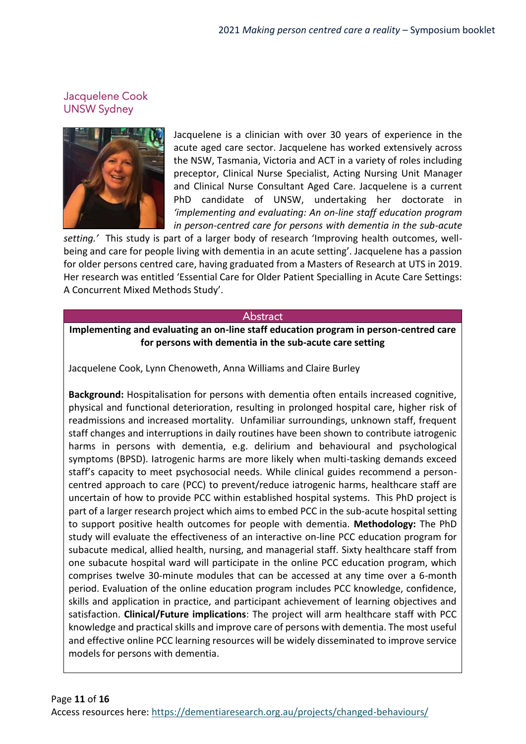## Jacquelene Cook
### UNSW Sydney

Jacquelene is a clinician with over 30 years of experience in the acute aged care sector. Jacquelene has worked extensively across the NSW, Tasmania, Victoria and ACT in a variety of roles including preceptor, Clinical Nurse Specialist, Acting Nursing Unit Manager and Clinical Nurse Consultant Aged Care. Jacquelene is a current PhD candidate of UNSW, undertaking her doctorate in *'implementing and evaluating: An on-line staff education program in person-centred care for persons with dementia in the sub-acute setting.'* This study is part of a larger body of research 'Improving health outcomes, well-being and care for people living with dementia in an acute setting'. Jacquelene has a passion for older persons centred care, having graduated from a Masters of Research at UTS in 2019. Her research was entitled 'Essential Care for Older Patient Specialling in Acute Care Settings: A Concurrent Mixed Methods Study'.

### Abstract

**Implementing and evaluating an on-line staff education program in person-centred care for persons with dementia in the sub-acute care setting**

Jacquelene Cook, Lynn Chenoweth, Anna Williams and Claire Burley

**Background:** Hospitalisation for persons with dementia often entails increased cognitive, physical and functional deterioration, resulting in prolonged hospital care, higher risk of readmissions and increased mortality. Unfamiliar surroundings, unknown staff, frequent staff changes and interruptions in daily routines have been shown to contribute iatrogenic harms in persons with dementia, e.g. delirium and behavioural and psychological symptoms (BPSD). Iatrogenic harms are more likely when multi-tasking demands exceed staff's capacity to meet psychosocial needs. While clinical guides recommend a person-centred approach to care (PCC) to prevent/reduce iatrogenic harms, healthcare staff are uncertain of how to provide PCC within established hospital systems. This PhD project is part of a larger research project which aims to embed PCC in the sub-acute hospital setting to support positive health outcomes for people with dementia. **Methodology:** The PhD study will evaluate the effectiveness of an interactive on-line PCC education program for subacute medical, allied health, nursing, and managerial staff. Sixty healthcare staff from one subacute hospital ward will participate in the online PCC education program, which comprises twelve 30-minute modules that can be accessed at any time over a 6-month period. Evaluation of the online education program includes PCC knowledge, confidence, skills and application in practice, and participant achievement of learning objectives and satisfaction. **Clinical/Future implications**: The project will arm healthcare staff with PCC knowledge and practical skills and improve care of persons with dementia. The most useful and effective online PCC learning resources will be widely disseminated to improve service models for persons with dementia.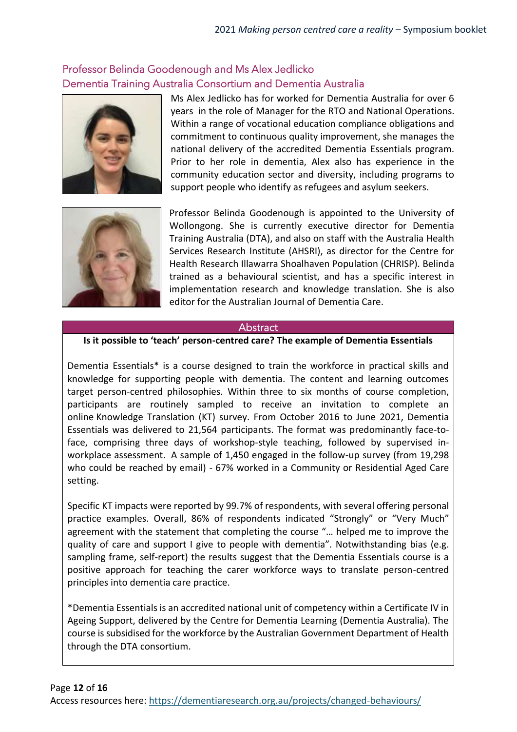## Professor Belinda Goodenough and Ms Alex Jedlicko
### Dementia Training Australia Consortium and Dementia Australia

Ms Alex Jedlicko has for worked for Dementia Australia for over 6 years in the role of Manager for the RTO and National Operations. Within a range of vocational education compliance obligations and commitment to continuous quality improvement, she manages the national delivery of the accredited Dementia Essentials program. Prior to her role in dementia, Alex also has experience in the community education sector and diversity, including programs to support people who identify as refugees and asylum seekers.

Professor Belinda Goodenough is appointed to the University of Wollongong. She is currently executive director for Dementia Training Australia (DTA), and also on staff with the Australia Health Services Research Institute (AHSRI), as director for the Centre for Health Research Illawarra Shoalhaven Population (CHRISP). Belinda trained as a behavioural scientist, and has a specific interest in implementation research and knowledge translation. She is also editor for the Australian Journal of Dementia Care.

### Abstract

**Is it possible to 'teach' person-centred care? The example of Dementia Essentials**

Dementia Essentials* is a course designed to train the workforce in practical skills and knowledge for supporting people with dementia. The content and learning outcomes target person-centred philosophies. Within three to six months of course completion, participants are routinely sampled to receive an invitation to complete an online Knowledge Translation (KT) survey. From October 2016 to June 2021, Dementia Essentials was delivered to 21,564 participants. The format was predominantly face-to-face, comprising three days of workshop-style teaching, followed by supervised in-workplace assessment. A sample of 1,450 engaged in the follow-up survey (from 19,298 who could be reached by email) - 67% worked in a Community or Residential Aged Care setting.

Specific KT impacts were reported by 99.7% of respondents, with several offering personal practice examples. Overall, 86% of respondents indicated "Strongly" or "Very Much" agreement with the statement that completing the course "… helped me to improve the quality of care and support I give to people with dementia". Notwithstanding bias (e.g. sampling frame, self-report) the results suggest that the Dementia Essentials course is a positive approach for teaching the carer workforce ways to translate person-centred principles into dementia care practice.

*Dementia Essentials is an accredited national unit of competency within a Certificate IV in Ageing Support, delivered by the Centre for Dementia Learning (Dementia Australia). The course is subsidised for the workforce by the Australian Government Department of Health through the DTA consortium.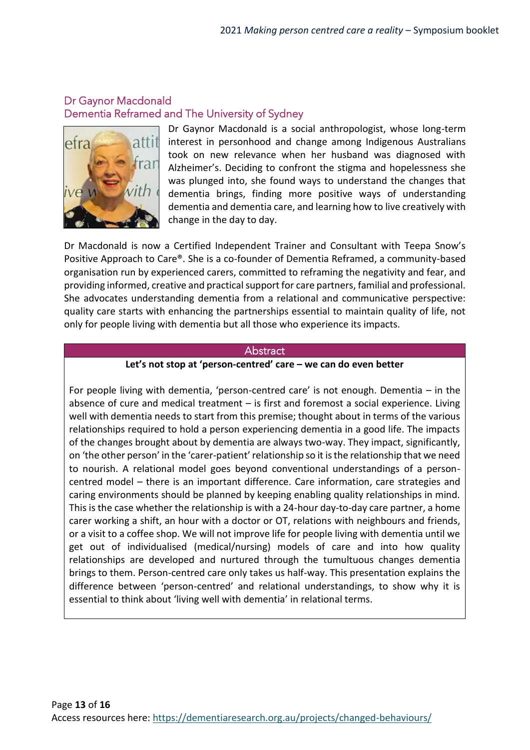## Dr Gaynor Macdonald
## Dementia Reframed and The University of Sydney

Dr Gaynor Macdonald is a social anthropologist, whose long-term interest in personhood and change among Indigenous Australians took on new relevance when her husband was diagnosed with Alzheimer's. Deciding to confront the stigma and hopelessness she was plunged into, she found ways to understand the changes that dementia brings, finding more positive ways of understanding dementia and dementia care, and learning how to live creatively with change in the day to day.

Dr Macdonald is now a Certified Independent Trainer and Consultant with Teepa Snow's Positive Approach to Care®. She is a co-founder of Dementia Reframed, a community-based organisation run by experienced carers, committed to reframing the negativity and fear, and providing informed, creative and practical support for care partners, familial and professional. She advocates understanding dementia from a relational and communicative perspective: quality care starts with enhancing the partnerships essential to maintain quality of life, not only for people living with dementia but all those who experience its impacts.

### Abstract

**Let's not stop at 'person-centred' care – we can do even better**

For people living with dementia, 'person-centred care' is not enough. Dementia – in the absence of cure and medical treatment – is first and foremost a social experience. Living well with dementia needs to start from this premise; thought about in terms of the various relationships required to hold a person experiencing dementia in a good life. The impacts of the changes brought about by dementia are always two-way. They impact, significantly, on 'the other person' in the 'carer-patient' relationship so it is the relationship that we need to nourish. A relational model goes beyond conventional understandings of a person-centred model – there is an important difference. Care information, care strategies and caring environments should be planned by keeping enabling quality relationships in mind. This is the case whether the relationship is with a 24-hour day-to-day care partner, a home carer working a shift, an hour with a doctor or OT, relations with neighbours and friends, or a visit to a coffee shop. We will not improve life for people living with dementia until we get out of individualised (medical/nursing) models of care and into how quality relationships are developed and nurtured through the tumultuous changes dementia brings to them. Person-centred care only takes us half-way. This presentation explains the difference between 'person-centred' and relational understandings, to show why it is essential to think about 'living well with dementia' in relational terms.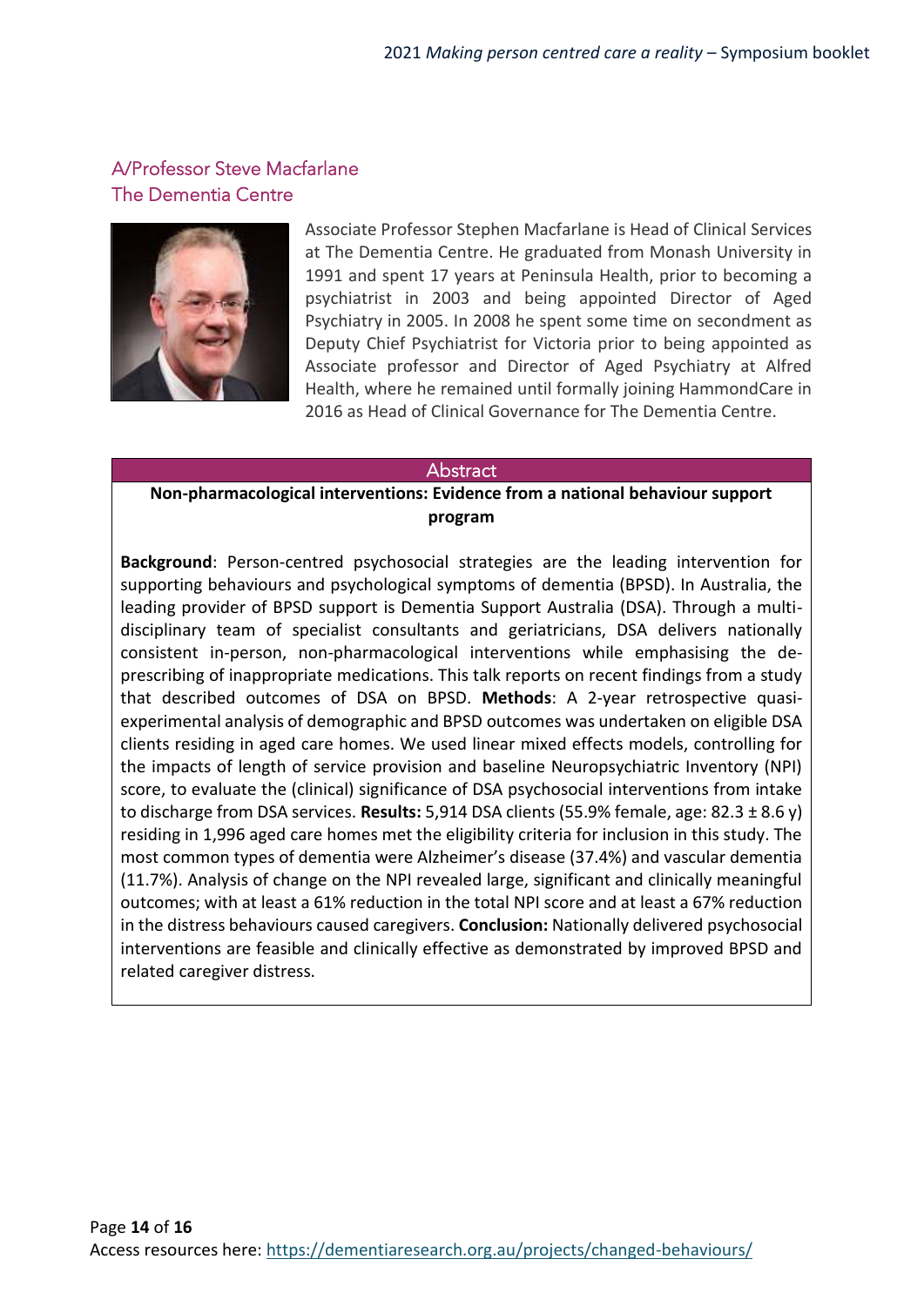## A/Professor Steve Macfarlane
## The Dementia Centre

Associate Professor Stephen Macfarlane is Head of Clinical Services at The Dementia Centre. He graduated from Monash University in 1991 and spent 17 years at Peninsula Health, prior to becoming a psychiatrist in 2003 and being appointed Director of Aged Psychiatry in 2005. In 2008 he spent some time on secondment as Deputy Chief Psychiatrist for Victoria prior to being appointed as Associate professor and Director of Aged Psychiatry at Alfred Health, where he remained until formally joining HammondCare in 2016 as Head of Clinical Governance for The Dementia Centre.

### Abstract

**Non-pharmacological interventions: Evidence from a national behaviour support program**

**Background**: Person-centred psychosocial strategies are the leading intervention for supporting behaviours and psychological symptoms of dementia (BPSD). In Australia, the leading provider of BPSD support is Dementia Support Australia (DSA). Through a multi-disciplinary team of specialist consultants and geriatricians, DSA delivers nationally consistent in-person, non-pharmacological interventions while emphasising the de-prescribing of inappropriate medications. This talk reports on recent findings from a study that described outcomes of DSA on BPSD. **Methods**: A 2-year retrospective quasi-experimental analysis of demographic and BPSD outcomes was undertaken on eligible DSA clients residing in aged care homes. We used linear mixed effects models, controlling for the impacts of length of service provision and baseline Neuropsychiatric Inventory (NPI) score, to evaluate the (clinical) significance of DSA psychosocial interventions from intake to discharge from DSA services. **Results:** 5,914 DSA clients (55.9% female, age: 82.3 ± 8.6 y) residing in 1,996 aged care homes met the eligibility criteria for inclusion in this study. The most common types of dementia were Alzheimer's disease (37.4%) and vascular dementia (11.7%). Analysis of change on the NPI revealed large, significant and clinically meaningful outcomes; with at least a 61% reduction in the total NPI score and at least a 67% reduction in the distress behaviours caused caregivers. **Conclusion:** Nationally delivered psychosocial interventions are feasible and clinically effective as demonstrated by improved BPSD and related caregiver distress.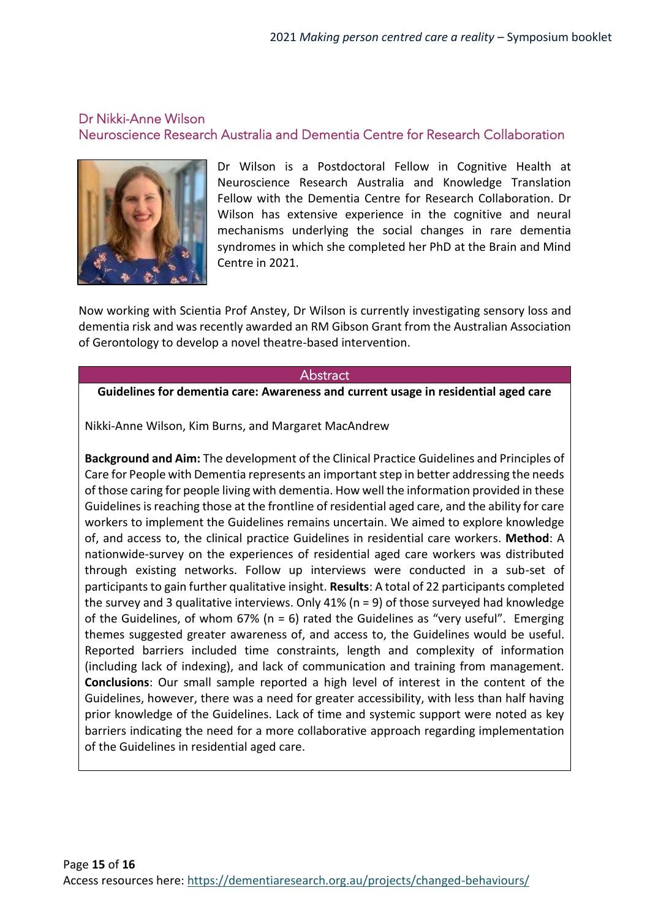## Dr Nikki-Anne Wilson
### Neuroscience Research Australia and Dementia Centre for Research Collaboration

Dr Wilson is a Postdoctoral Fellow in Cognitive Health at Neuroscience Research Australia and Knowledge Translation Fellow with the Dementia Centre for Research Collaboration. Dr Wilson has extensive experience in the cognitive and neural mechanisms underlying the social changes in rare dementia syndromes in which she completed her PhD at the Brain and Mind Centre in 2021.

Now working with Scientia Prof Anstey, Dr Wilson is currently investigating sensory loss and dementia risk and was recently awarded an RM Gibson Grant from the Australian Association of Gerontology to develop a novel theatre-based intervention.

### Abstract

**Guidelines for dementia care: Awareness and current usage in residential aged care**

Nikki-Anne Wilson, Kim Burns, and Margaret MacAndrew

**Background and Aim:** The development of the Clinical Practice Guidelines and Principles of Care for People with Dementia represents an important step in better addressing the needs of those caring for people living with dementia. How well the information provided in these Guidelines is reaching those at the frontline of residential aged care, and the ability for care workers to implement the Guidelines remains uncertain. We aimed to explore knowledge of, and access to, the clinical practice Guidelines in residential care workers. **Method**: A nationwide-survey on the experiences of residential aged care workers was distributed through existing networks. Follow up interviews were conducted in a sub-set of participants to gain further qualitative insight. **Results**: A total of 22 participants completed the survey and 3 qualitative interviews. Only 41% (n = 9) of those surveyed had knowledge of the Guidelines, of whom 67% (n = 6) rated the Guidelines as "very useful". Emerging themes suggested greater awareness of, and access to, the Guidelines would be useful. Reported barriers included time constraints, length and complexity of information (including lack of indexing), and lack of communication and training from management. **Conclusions**: Our small sample reported a high level of interest in the content of the Guidelines, however, there was a need for greater accessibility, with less than half having prior knowledge of the Guidelines. Lack of time and systemic support were noted as key barriers indicating the need for a more collaborative approach regarding implementation of the Guidelines in residential aged care.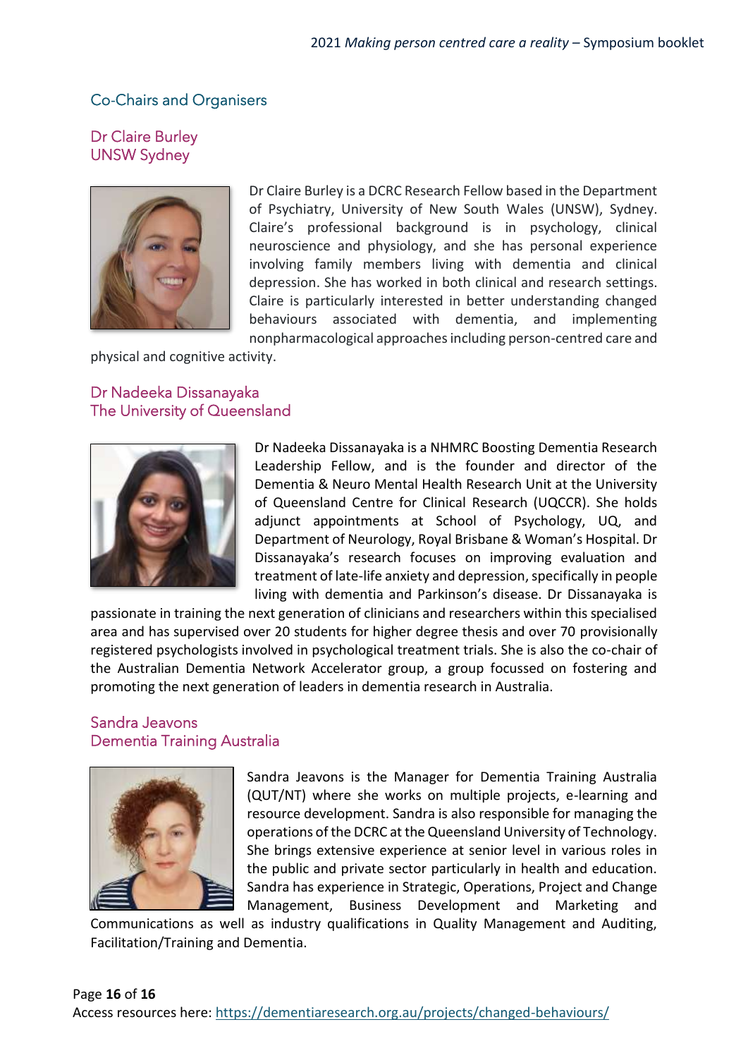## Co-Chairs and Organisers

### Dr Claire Burley
### UNSW Sydney

Dr Claire Burley is a DCRC Research Fellow based in the Department of Psychiatry, University of New South Wales (UNSW), Sydney. Claire's professional background is in psychology, clinical neuroscience and physiology, and she has personal experience involving family members living with dementia and clinical depression. She has worked in both clinical and research settings. Claire is particularly interested in better understanding changed behaviours associated with dementia, and implementing nonpharmacological approaches including person-centred care and physical and cognitive activity.

### Dr Nadeeka Dissanayaka
### The University of Queensland

Dr Nadeeka Dissanayaka is a NHMRC Boosting Dementia Research Leadership Fellow, and is the founder and director of the Dementia & Neuro Mental Health Research Unit at the University of Queensland Centre for Clinical Research (UQCCR). She holds adjunct appointments at School of Psychology, UQ, and Department of Neurology, Royal Brisbane & Woman's Hospital. Dr Dissanayaka's research focuses on improving evaluation and treatment of late-life anxiety and depression, specifically in people living with dementia and Parkinson's disease. Dr Dissanayaka is passionate in training the next generation of clinicians and researchers within this specialised area and has supervised over 20 students for higher degree thesis and over 70 provisionally registered psychologists involved in psychological treatment trials. She is also the co-chair of the Australian Dementia Network Accelerator group, a group focussed on fostering and promoting the next generation of leaders in dementia research in Australia.

### Sandra Jeavons
### Dementia Training Australia

Sandra Jeavons is the Manager for Dementia Training Australia (QUT/NT) where she works on multiple projects, e-learning and resource development. Sandra is also responsible for managing the operations of the DCRC at the Queensland University of Technology. She brings extensive experience at senior level in various roles in the public and private sector particularly in health and education. Sandra has experience in Strategic, Operations, Project and Change Management, Business Development and Marketing and Communications as well as industry qualifications in Quality Management and Auditing, Facilitation/Training and Dementia.

Access resources here: https://dementiaresearch.org.au/projects/changed-behaviours/